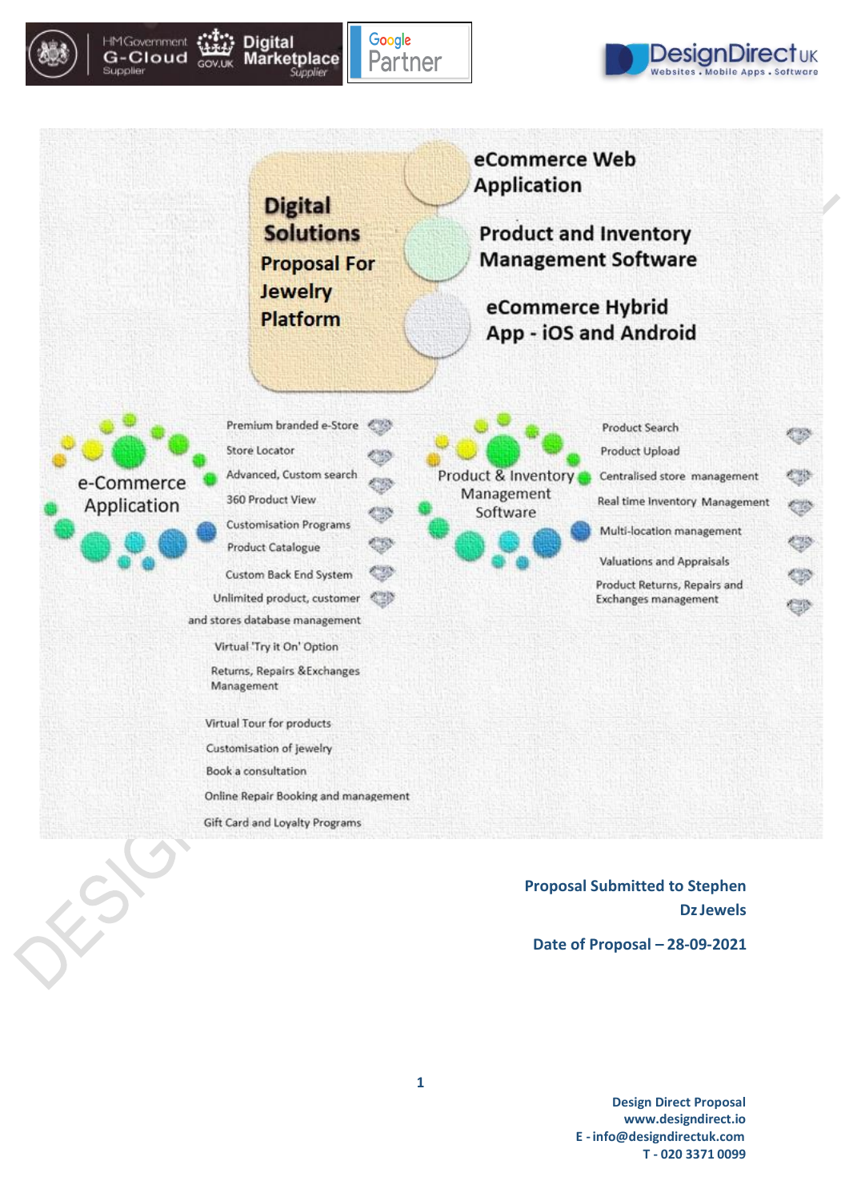# Digital Solutions Proposal For Jewelry Platform

- eCommerce Web Application
- Product and Inventory Management Software
- eCommerce Hybrid App - iOS and Android

## e-Commerce Application

- Premium branded e-Store
- Store Locator
- Advanced, Custom search
- 360 Product View
- Customisation Programs
- Product Catalogue
- Custom Back End System
- Unlimited product, customer and stores database management
- Virtual 'Try it On' Option
- Returns, Repairs &Exchanges Management
- Virtual Tour for products
- Customisation of jewelry
- Book a consultation
- Online Repair Booking and management
- Gift Card and Loyalty Programs

## Product & Inventory Management Software

- Product Search
- Product Upload
- Centralised store management
- Real time Inventory Management
- Multi-location management
- Valuations and Appraisals
- Product Returns, Repairs and Exchanges management

**Proposal Submitted to Stephen**
**Dz Jewels**

**Date of Proposal – 28-09-2021**

**Design Direct Proposal**
**www.designdirect.io**
**E - info@designdirectuk.com**
**T - 020 3371 0099**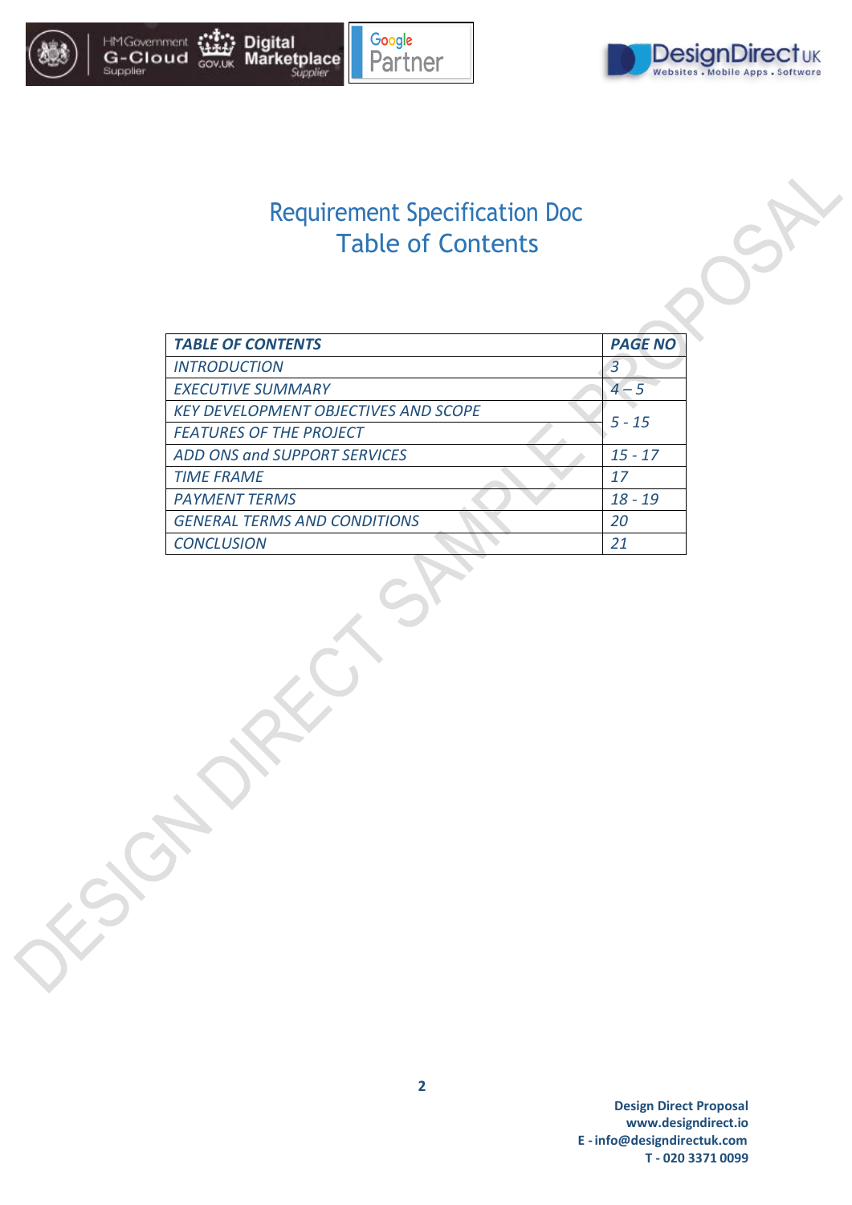# Requirement Specification Doc
## Table of Contents

| TABLE OF CONTENTS | PAGE NO |
|---|---|
| INTRODUCTION | 3 |
| EXECUTIVE SUMMARY | 4 – 5 |
| KEY DEVELOPMENT OBJECTIVES AND SCOPE | 5 - 15 |
| FEATURES OF THE PROJECT | |
| ADD ONS and SUPPORT SERVICES | 15 - 17 |
| TIME FRAME | 17 |
| PAYMENT TERMS | 18 - 19 |
| GENERAL TERMS AND CONDITIONS | 20 |
| CONCLUSION | 21 |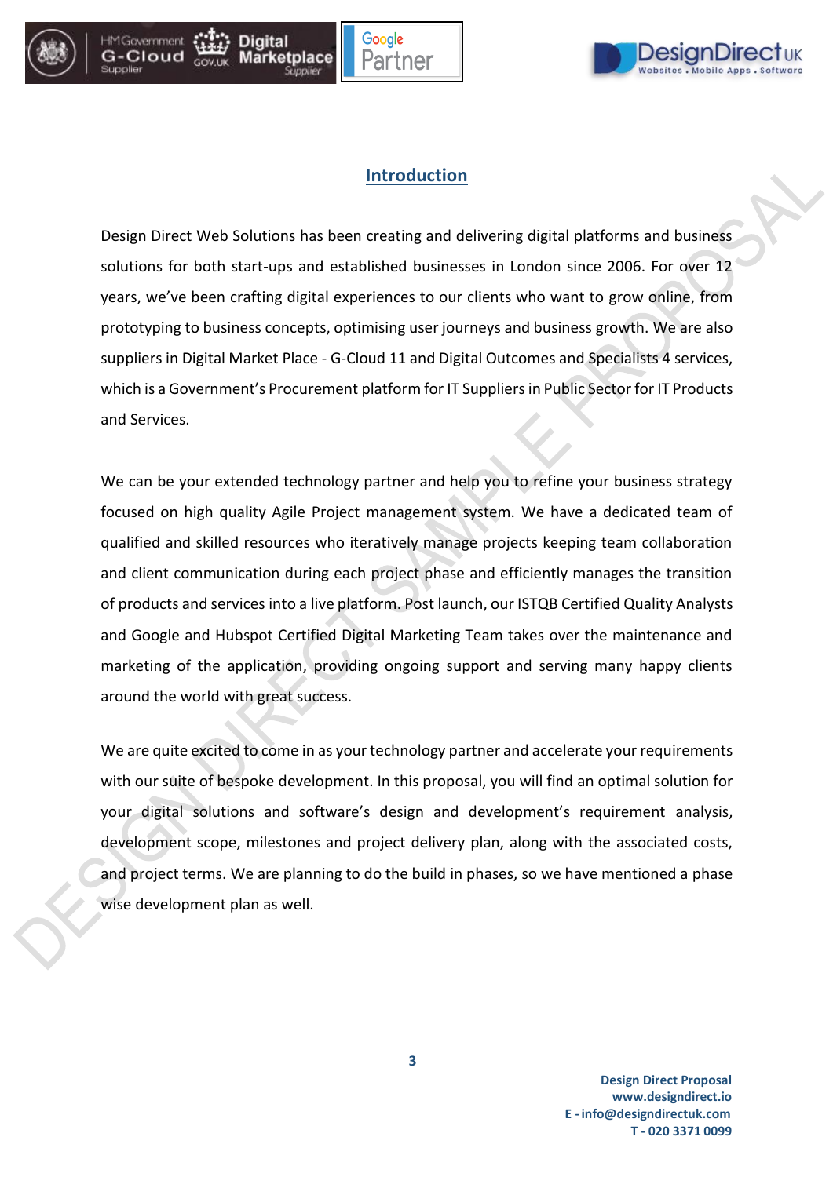## Introduction

Design Direct Web Solutions has been creating and delivering digital platforms and business solutions for both start-ups and established businesses in London since 2006. For over 12 years, we've been crafting digital experiences to our clients who want to grow online, from prototyping to business concepts, optimising user journeys and business growth. We are also suppliers in Digital Market Place - G-Cloud 11 and Digital Outcomes and Specialists 4 services, which is a Government's Procurement platform for IT Suppliers in Public Sector for IT Products and Services.

We can be your extended technology partner and help you to refine your business strategy focused on high quality Agile Project management system. We have a dedicated team of qualified and skilled resources who iteratively manage projects keeping team collaboration and client communication during each project phase and efficiently manages the transition of products and services into a live platform. Post launch, our ISTQB Certified Quality Analysts and Google and Hubspot Certified Digital Marketing Team takes over the maintenance and marketing of the application, providing ongoing support and serving many happy clients around the world with great success.

We are quite excited to come in as your technology partner and accelerate your requirements with our suite of bespoke development. In this proposal, you will find an optimal solution for your digital solutions and software's design and development's requirement analysis, development scope, milestones and project delivery plan, along with the associated costs, and project terms. We are planning to do the build in phases, so we have mentioned a phase wise development plan as well.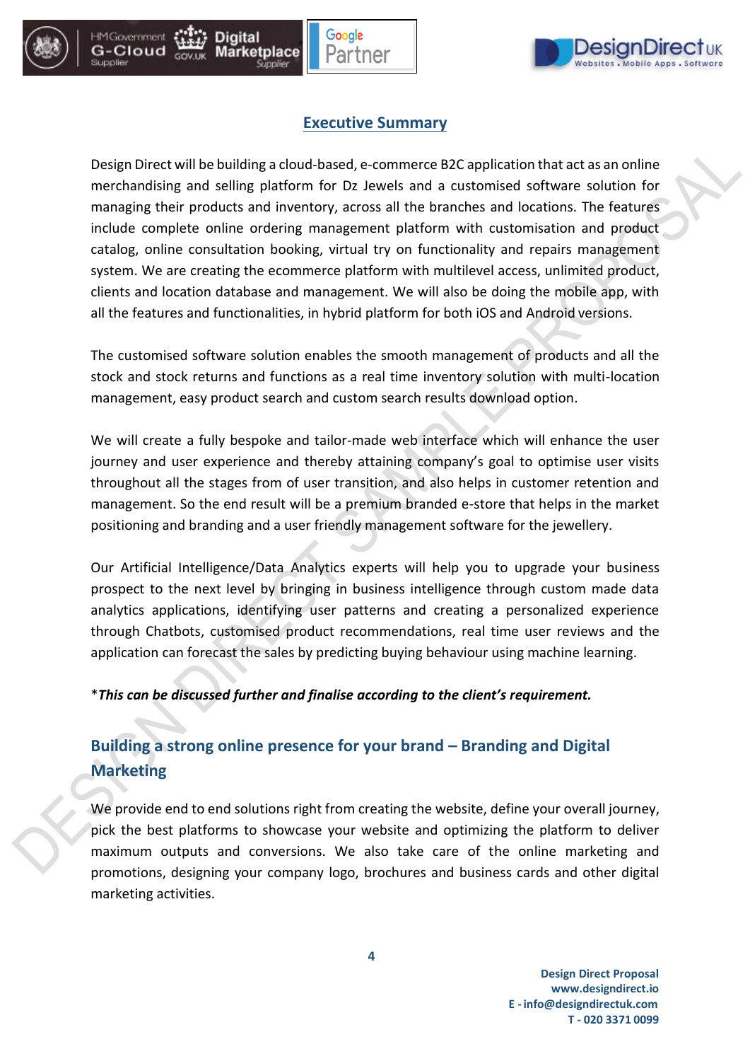## Executive Summary

Design Direct will be building a cloud-based, e-commerce B2C application that act as an online merchandising and selling platform for Dz Jewels and a customised software solution for managing their products and inventory, across all the branches and locations. The features include complete online ordering management platform with customisation and product catalog, online consultation booking, virtual try on functionality and repairs management system. We are creating the ecommerce platform with multilevel access, unlimited product, clients and location database and management. We will also be doing the mobile app, with all the features and functionalities, in hybrid platform for both iOS and Android versions.

The customised software solution enables the smooth management of products and all the stock and stock returns and functions as a real time inventory solution with multi-location management, easy product search and custom search results download option.

We will create a fully bespoke and tailor-made web interface which will enhance the user journey and user experience and thereby attaining company's goal to optimise user visits throughout all the stages from of user transition, and also helps in customer retention and management. So the end result will be a premium branded e-store that helps in the market positioning and branding and a user friendly management software for the jewellery.

Our Artificial Intelligence/Data Analytics experts will help you to upgrade your business prospect to the next level by bringing in business intelligence through custom made data analytics applications, identifying user patterns and creating a personalized experience through Chatbots, customised product recommendations, real time user reviews and the application can forecast the sales by predicting buying behaviour using machine learning.

**\****This can be discussed further and finalise according to the client's requirement.***

### Building a strong online presence for your brand – Branding and Digital Marketing

We provide end to end solutions right from creating the website, define your overall journey, pick the best platforms to showcase your website and optimizing the platform to deliver maximum outputs and conversions. We also take care of the online marketing and promotions, designing your company logo, brochures and business cards and other digital marketing activities.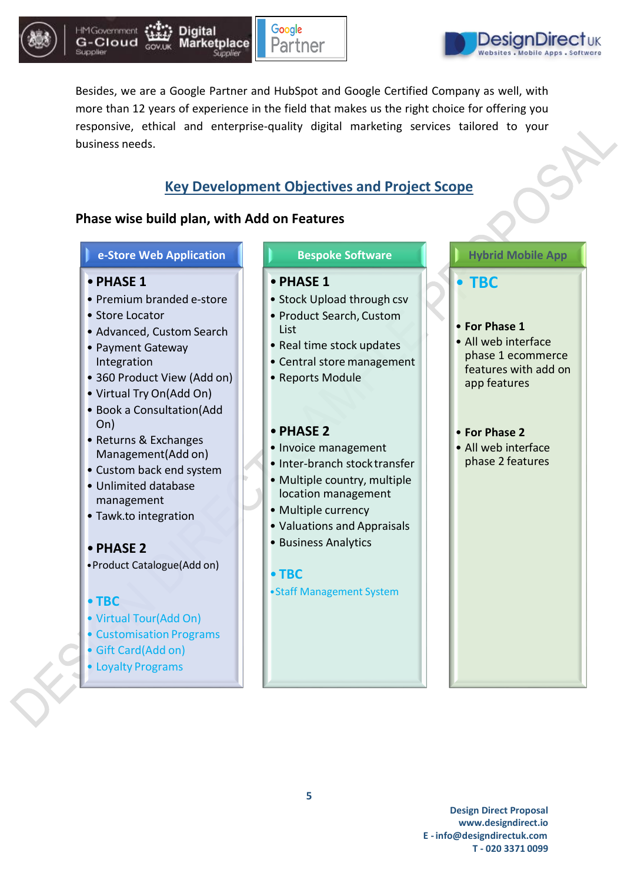Besides, we are a Google Partner and HubSpot and Google Certified Company as well, with more than 12 years of experience in the field that makes us the right choice for offering you responsive, ethical and enterprise-quality digital marketing services tailored to your business needs.

## Key Development Objectives and Project Scope

### Phase wise build plan, with Add on Features

#### e-Store Web Application

- **PHASE 1**
- Premium branded e-store
- Store Locator
- Advanced, Custom Search
- Payment Gateway Integration
- 360 Product View (Add on)
- Virtual Try On(Add On)
- Book a Consultation(Add On)
- Returns & Exchanges Management(Add on)
- Custom back end system
- Unlimited database management
- Tawk.to integration

- **PHASE 2**
- Product Catalogue(Add on)

- **TBC**
- Virtual Tour(Add On)
- Customisation Programs
- Gift Card(Add on)
- Loyalty Programs

#### Bespoke Software

- **PHASE 1**
- Stock Upload through csv
- Product Search, Custom List
- Real time stock updates
- Central store management
- Reports Module

- **PHASE 2**
- Invoice management
- Inter-branch stock transfer
- Multiple country, multiple location management
- Multiple currency
- Valuations and Appraisals
- Business Analytics

- **TBC**
- Staff Management System

#### Hybrid Mobile App

- **TBC**

- **For Phase 1**
- All web interface phase 1 ecommerce features with add on app features

- **For Phase 2**
- All web interface phase 2 features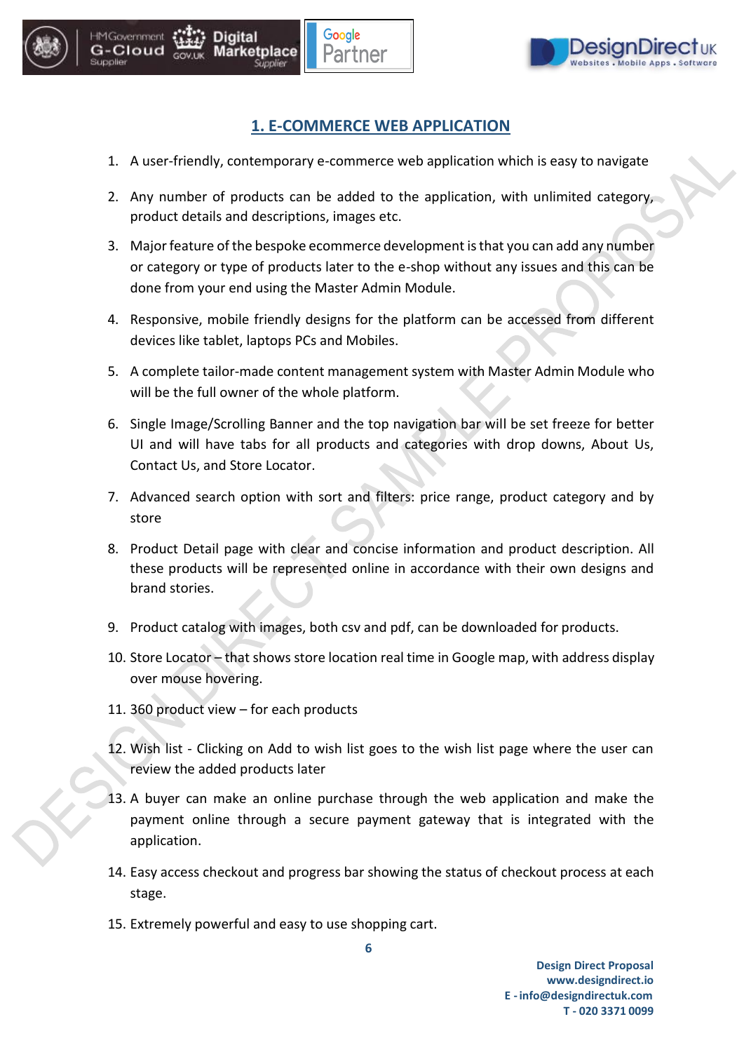## 1. E-COMMERCE WEB APPLICATION

1. A user-friendly, contemporary e-commerce web application which is easy to navigate
2. Any number of products can be added to the application, with unlimited category, product details and descriptions, images etc.
3. Major feature of the bespoke ecommerce development is that you can add any number or category or type of products later to the e-shop without any issues and this can be done from your end using the Master Admin Module.
4. Responsive, mobile friendly designs for the platform can be accessed from different devices like tablet, laptops PCs and Mobiles.
5. A complete tailor-made content management system with Master Admin Module who will be the full owner of the whole platform.
6. Single Image/Scrolling Banner and the top navigation bar will be set freeze for better UI and will have tabs for all products and categories with drop downs, About Us, Contact Us, and Store Locator.
7. Advanced search option with sort and filters: price range, product category and by store
8. Product Detail page with clear and concise information and product description. All these products will be represented online in accordance with their own designs and brand stories.
9. Product catalog with images, both csv and pdf, can be downloaded for products.
10. Store Locator – that shows store location real time in Google map, with address display over mouse hovering.
11. 360 product view – for each products
12. Wish list - Clicking on Add to wish list goes to the wish list page where the user can review the added products later
13. A buyer can make an online purchase through the web application and make the payment online through a secure payment gateway that is integrated with the application.
14. Easy access checkout and progress bar showing the status of checkout process at each stage.
15. Extremely powerful and easy to use shopping cart.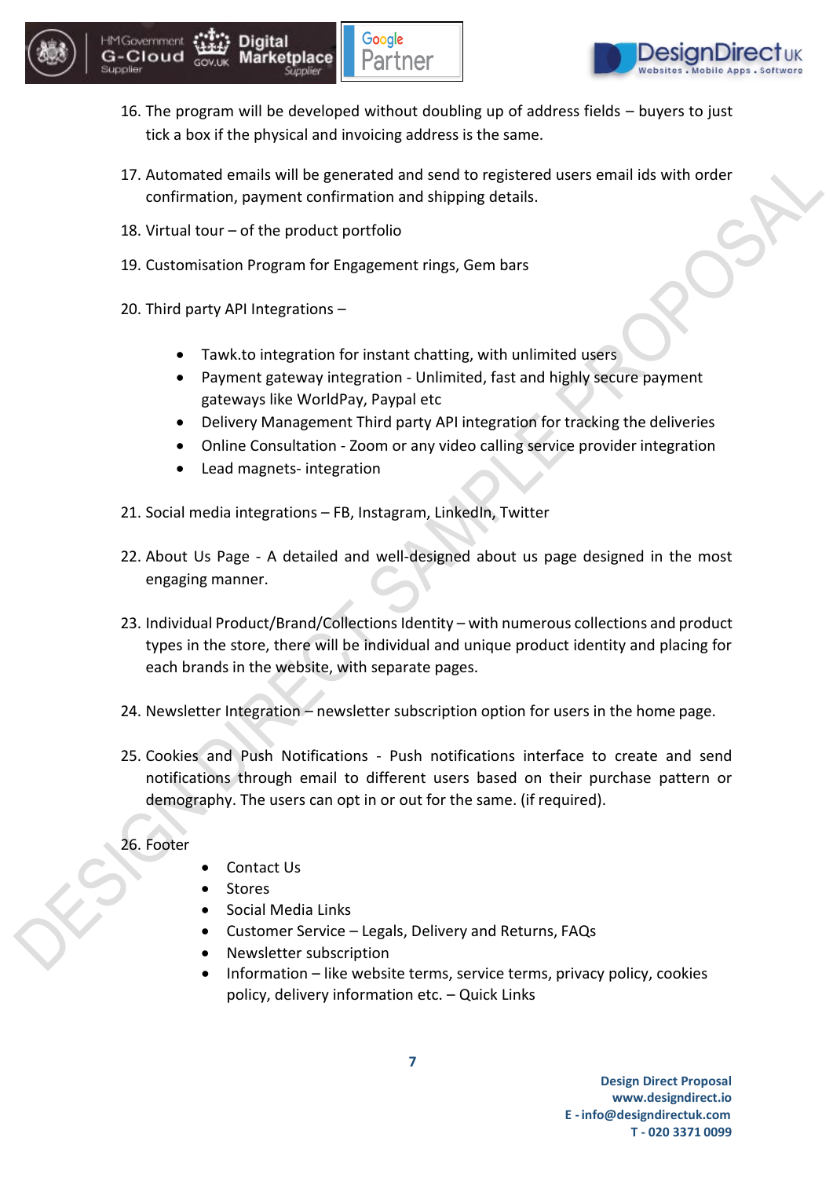16. The program will be developed without doubling up of address fields – buyers to just tick a box if the physical and invoicing address is the same.

17. Automated emails will be generated and send to registered users email ids with order confirmation, payment confirmation and shipping details.

18. Virtual tour – of the product portfolio

19. Customisation Program for Engagement rings, Gem bars

20. Third party API Integrations –

    - Tawk.to integration for instant chatting, with unlimited users
    - Payment gateway integration - Unlimited, fast and highly secure payment gateways like WorldPay, Paypal etc
    - Delivery Management Third party API integration for tracking the deliveries
    - Online Consultation - Zoom or any video calling service provider integration
    - Lead magnets- integration

21. Social media integrations – FB, Instagram, LinkedIn, Twitter

22. About Us Page - A detailed and well-designed about us page designed in the most engaging manner.

23. Individual Product/Brand/Collections Identity – with numerous collections and product types in the store, there will be individual and unique product identity and placing for each brands in the website, with separate pages.

24. Newsletter Integration – newsletter subscription option for users in the home page.

25. Cookies and Push Notifications - Push notifications interface to create and send notifications through email to different users based on their purchase pattern or demography. The users can opt in or out for the same. (if required).

26. Footer

    - Contact Us
    - Stores
    - Social Media Links
    - Customer Service – Legals, Delivery and Returns, FAQs
    - Newsletter Subscription
    - Information – like website terms, service terms, privacy policy, cookies policy, delivery information etc. – Quick Links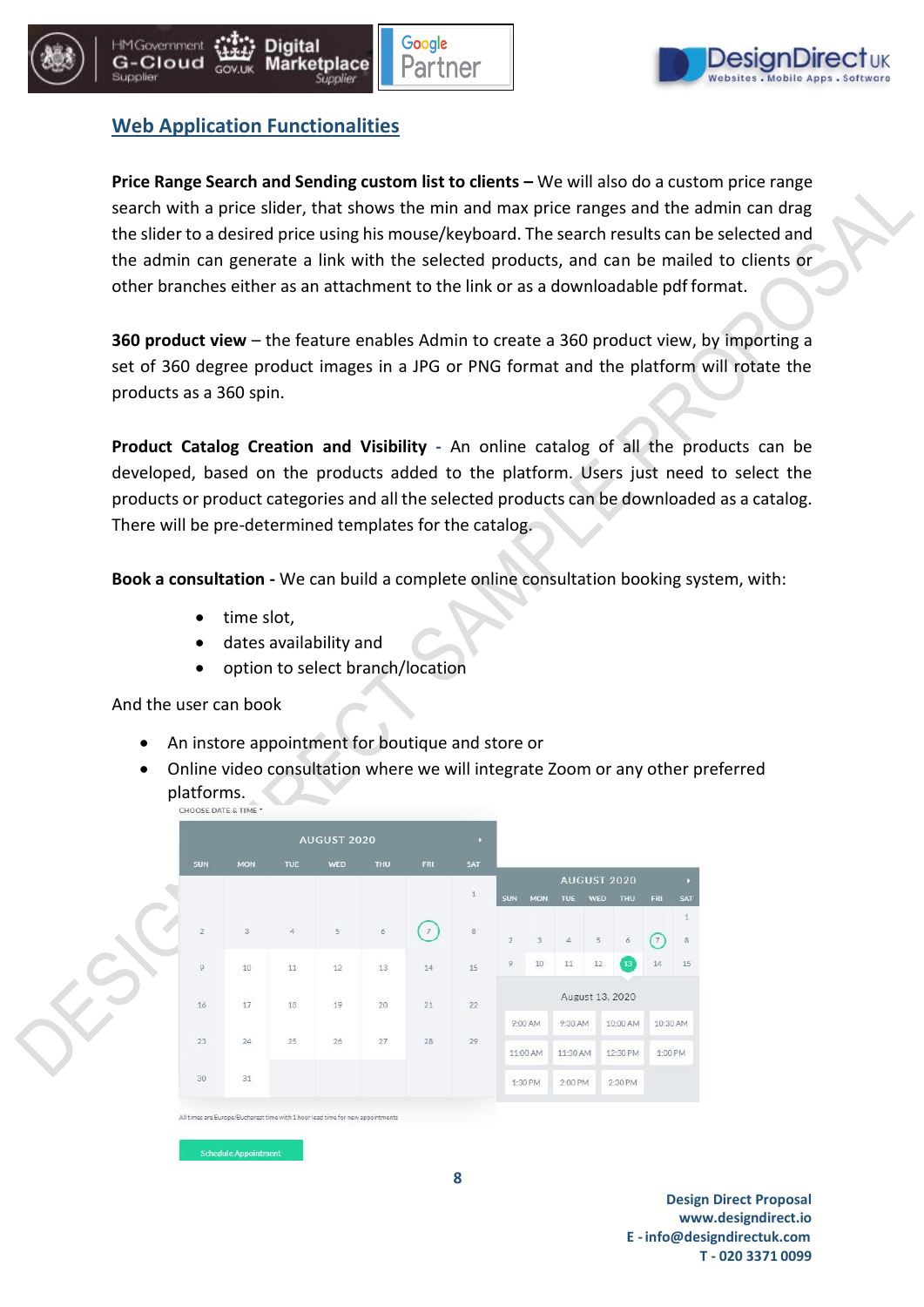## Web Application Functionalities

**Price Range Search and Sending custom list to clients –** We will also do a custom price range search with a price slider, that shows the min and max price ranges and the admin can drag the slider to a desired price using his mouse/keyboard. The search results can be selected and the admin can generate a link with the selected products, and can be mailed to clients or other branches either as an attachment to the link or as a downloadable pdf format.

**360 product view** – the feature enables Admin to create a 360 product view, by importing a set of 360 degree product images in a JPG or PNG format and the platform will rotate the products as a 360 spin.

**Product Catalog Creation and Visibility** - An online catalog of all the products can be developed, based on the products added to the platform. Users just need to select the products or product categories and all the selected products can be downloaded as a catalog. There will be pre-determined templates for the catalog.

**Book a consultation -** We can build a complete online consultation booking system, with:

- time slot,
- dates availability and
- option to select branch/location

And the user can book

- An instore appointment for boutique and store or
- Online video consultation where we will integrate Zoom or any other preferred platforms.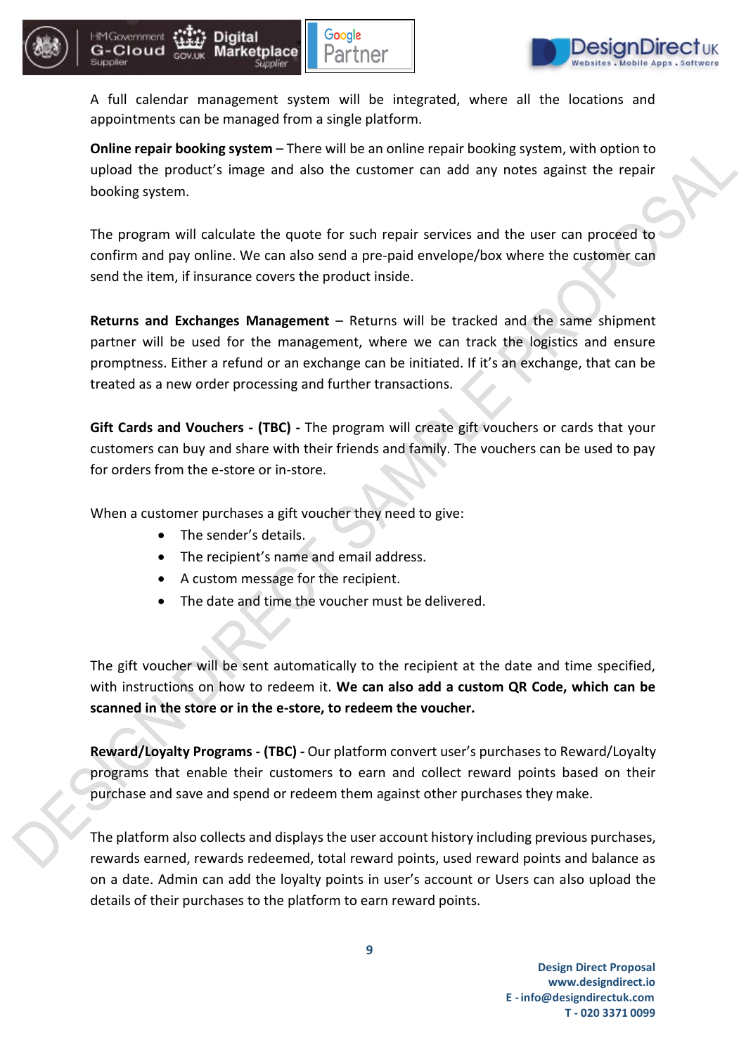A full calendar management system will be integrated, where all the locations and appointments can be managed from a single platform.

**Online repair booking system** – There will be an online repair booking system, with option to upload the product's image and also the customer can add any notes against the repair booking system.

The program will calculate the quote for such repair services and the user can proceed to confirm and pay online. We can also send a pre-paid envelope/box where the customer can send the item, if insurance covers the product inside.

**Returns and Exchanges Management** – Returns will be tracked and the same shipment partner will be used for the management, where we can track the logistics and ensure promptness. Either a refund or an exchange can be initiated. If it's an exchange, that can be treated as a new order processing and further transactions.

**Gift Cards and Vouchers - (TBC) -** The program will create gift vouchers or cards that your customers can buy and share with their friends and family. The vouchers can be used to pay for orders from the e-store or in-store.

When a customer purchases a gift voucher they need to give:

- The sender's details.
- The recipient's name and email address.
- A custom message for the recipient.
- The date and time the voucher must be delivered.

The gift voucher will be sent automatically to the recipient at the date and time specified, with instructions on how to redeem it. **We can also add a custom QR Code, which can be scanned in the store or in the e-store, to redeem the voucher.**

**Reward/Loyalty Programs - (TBC) -** Our platform convert user's purchases to Reward/Loyalty programs that enable their customers to earn and collect reward points based on their purchase and save and spend or redeem them against other purchases they make.

The platform also collects and displays the user account history including previous purchases, rewards earned, rewards redeemed, total reward points, used reward points and balance as on a date. Admin can add the loyalty points in user's account or Users can also upload the details of their purchases to the platform to earn reward points.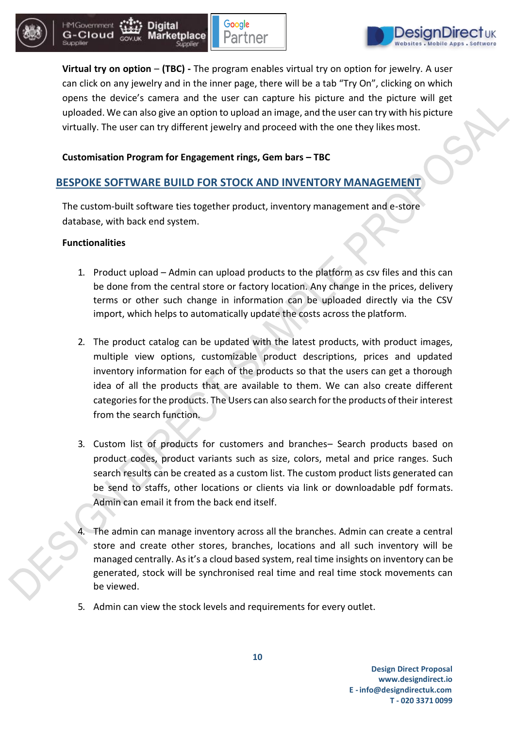**Virtual try on option** – **(TBC) -** The program enables virtual try on option for jewelry. A user can click on any jewelry and in the inner page, there will be a tab "Try On", clicking on which opens the device's camera and the user can capture his picture and the picture will get uploaded. We can also give an option to upload an image, and the user can try with his picture virtually. The user can try different jewelry and proceed with the one they likes most.

**Customisation Program for Engagement rings, Gem bars – TBC**

## BESPOKE SOFTWARE BUILD FOR STOCK AND INVENTORY MANAGEMENT

The custom-built software ties together product, inventory management and e-store database, with back end system.

**Functionalities**

1. Product upload – Admin can upload products to the platform as csv files and this can be done from the central store or factory location. Any change in the prices, delivery terms or other such change in information can be uploaded directly via the CSV import, which helps to automatically update the costs across the platform.

2. The product catalog can be updated with the latest products, with product images, multiple view options, customizable product descriptions, prices and updated inventory information for each of the products so that the users can get a thorough idea of all the products that are available to them. We can also create different categories for the products. The Users can also search for the products of their interest from the search function.

3. Custom list of products for customers and branches– Search products based on product codes, product variants such as size, colors, metal and price ranges. Such search results can be created as a custom list. The custom product lists generated can be send to staffs, other locations or clients via link or downloadable pdf formats. Admin can email it from the back end itself.

4. The admin can manage inventory across all the branches. Admin can create a central store and create other stores, branches, locations and all such inventory will be managed centrally. As it's a cloud based system, real time insights on inventory can be generated, stock will be synchronised real time and real time stock movements can be viewed.

5. Admin can view the stock levels and requirements for every outlet.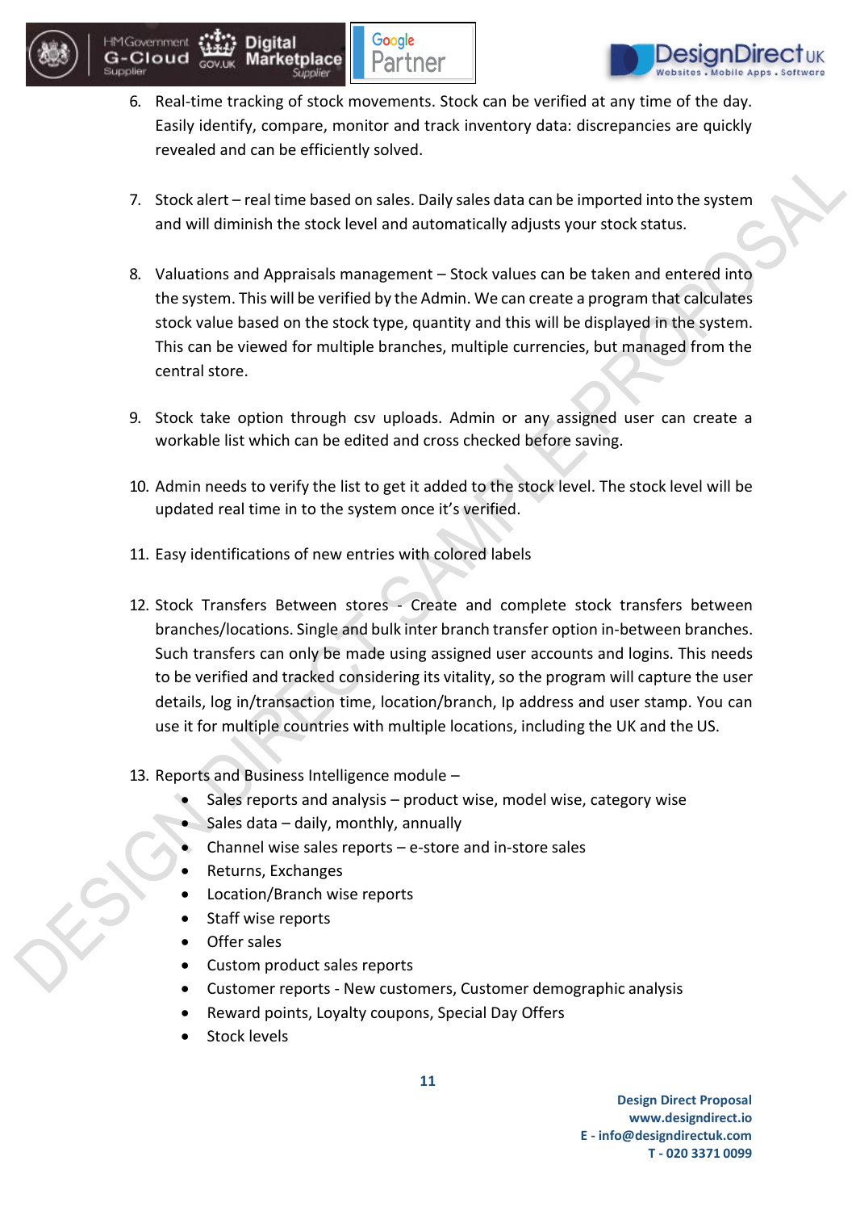6. Real-time tracking of stock movements. Stock can be verified at any time of the day. Easily identify, compare, monitor and track inventory data: discrepancies are quickly revealed and can be efficiently solved.

7. Stock alert – real time based on sales. Daily sales data can be imported into the system and will diminish the stock level and automatically adjusts your stock status.

8. Valuations and Appraisals management – Stock values can be taken and entered into the system. This will be verified by the Admin. We can create a program that calculates stock value based on the stock type, quantity and this will be displayed in the system. This can be viewed for multiple branches, multiple currencies, but managed from the central store.

9. Stock take option through csv uploads. Admin or any assigned user can create a workable list which can be edited and cross checked before saving.

10. Admin needs to verify the list to get it added to the stock level. The stock level will be updated real time in to the system once it's verified.

11. Easy identifications of new entries with colored labels

12. Stock Transfers Between stores - Create and complete stock transfers between branches/locations. Single and bulk inter branch transfer option in-between branches. Such transfers can only be made using assigned user accounts and logins. This needs to be verified and tracked considering its vitality, so the program will capture the user details, log in/transaction time, location/branch, Ip address and user stamp. You can use it for multiple countries with multiple locations, including the UK and the US.

13. Reports and Business Intelligence module –
    - Sales reports and analysis – product wise, model wise, category wise
    - Sales data – daily, monthly, annually
    - Channel wise sales reports – e-store and in-store sales
    - Returns, Exchanges
    - Location/Branch wise reports
    - Staff wise reports
    - Offer sales
    - Custom product sales reports
    - Customer reports - New customers, Customer demographic analysis
    - Reward points, Loyalty coupons, Special Day Offers
    - Stock levels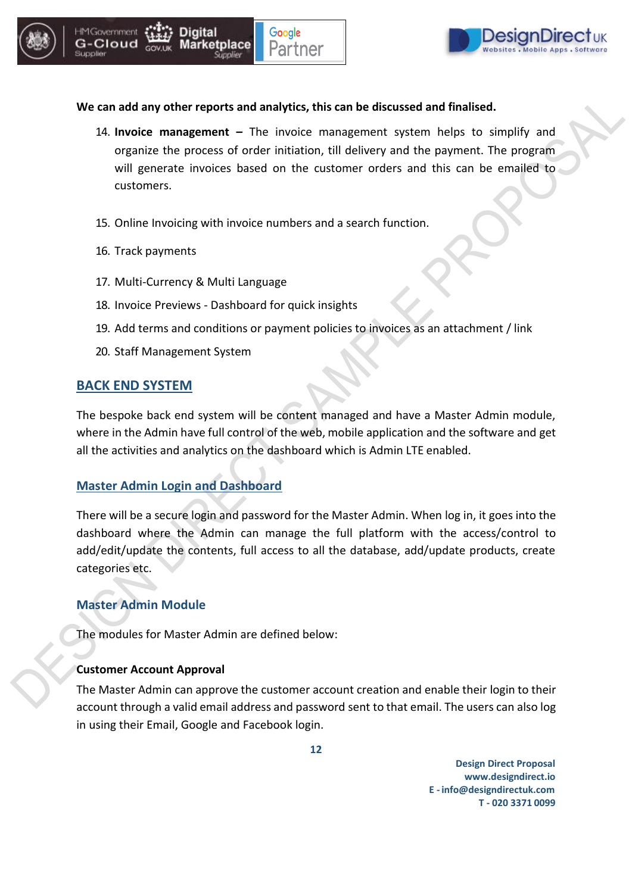**We can add any other reports and analytics, this can be discussed and finalised.**

14. **Invoice management –** The invoice management system helps to simplify and organize the process of order initiation, till delivery and the payment. The program will generate invoices based on the customer orders and this can be emailed to customers.

15. Online Invoicing with invoice numbers and a search function.

16. Track payments

17. Multi-Currency & Multi Language
18. Invoice Previews - Dashboard for quick insights
19. Add terms and conditions or payment policies to invoices as an attachment / link
20. Staff Management System

## BACK END SYSTEM

The bespoke back end system will be content managed and have a Master Admin module, where in the Admin have full control of the web, mobile application and the software and get all the activities and analytics on the dashboard which is Admin LTE enabled.

### Master Admin Login and Dashboard

There will be a secure login and password for the Master Admin. When log in, it goes into the dashboard where the Admin can manage the full platform with the access/control to add/edit/update the contents, full access to all the database, add/update products, create categories etc.

### Master Admin Module

The modules for Master Admin are defined below:

**Customer Account Approval**

The Master Admin can approve the customer account creation and enable their login to their account through a valid email address and password sent to that email. The users can also log in using their Email, Google and Facebook login.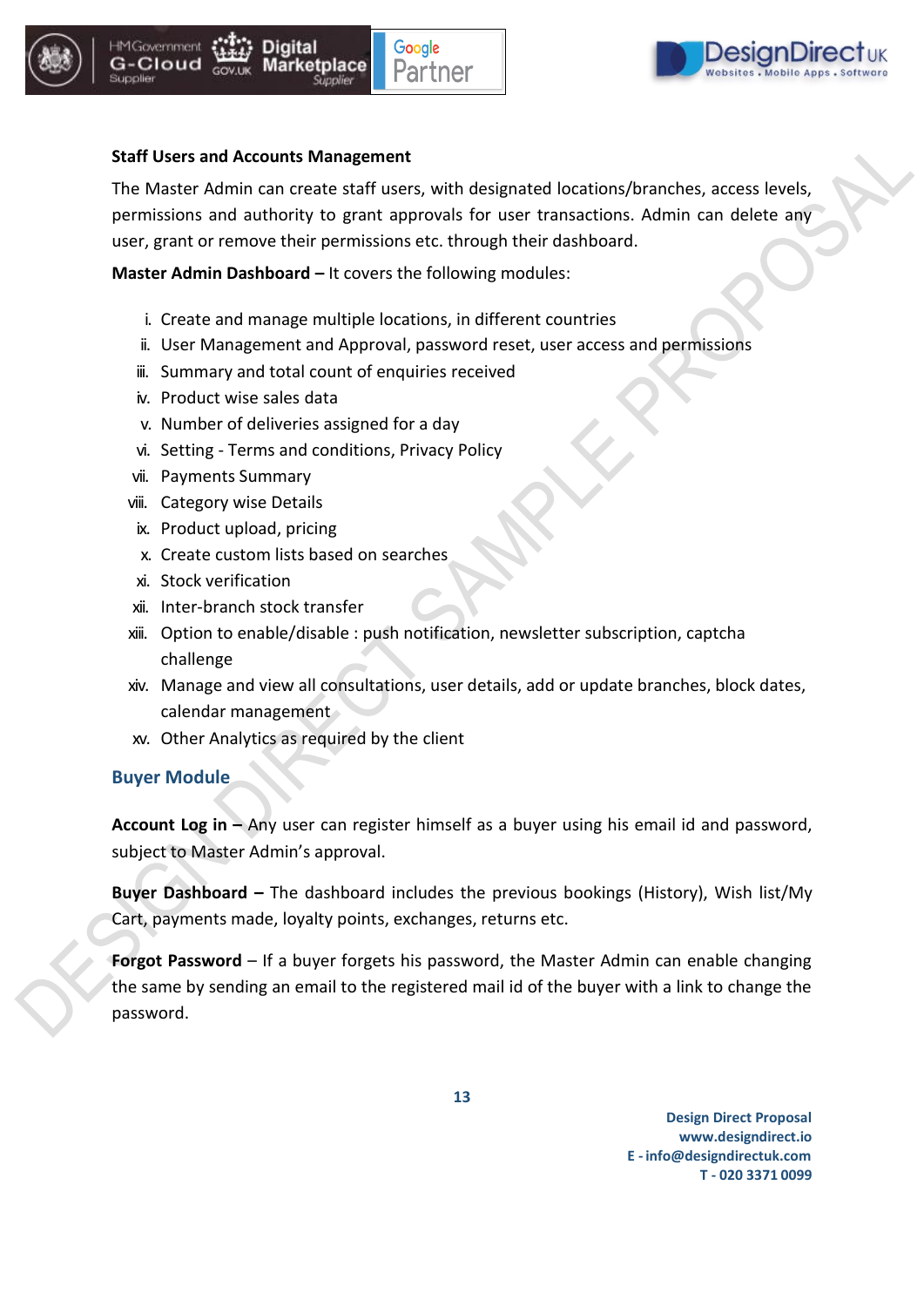**Staff Users and Accounts Management**

The Master Admin can create staff users, with designated locations/branches, access levels, permissions and authority to grant approvals for user transactions. Admin can delete any user, grant or remove their permissions etc. through their dashboard.

**Master Admin Dashboard –** It covers the following modules:

i. Create and manage multiple locations, in different countries
ii. User Management and Approval, password reset, user access and permissions
iii. Summary and total count of enquiries received
iv. Product wise sales data
v. Number of deliveries assigned for a day
vi. Setting - Terms and conditions, Privacy Policy
vii. Payments Summary
viii. Category wise Details
ix. Product upload, pricing
x. Create custom lists based on searches
xi. Stock verification
xii. Inter-branch stock transfer
xiii. Option to enable/disable : push notification, newsletter subscription, captcha challenge
xiv. Manage and view all consultations, user details, add or update branches, block dates, calendar management
xv. Other Analytics as required by the client

## Buyer Module

**Account Log in –** Any user can register himself as a buyer using his email id and password, subject to Master Admin's approval.

**Buyer Dashboard –** The dashboard includes the previous bookings (History), Wish list/My Cart, payments made, loyalty points, exchanges, returns etc.

**Forgot Password** – If a buyer forgets his password, the Master Admin can enable changing the same by sending an email to the registered mail id of the buyer with a link to change the password.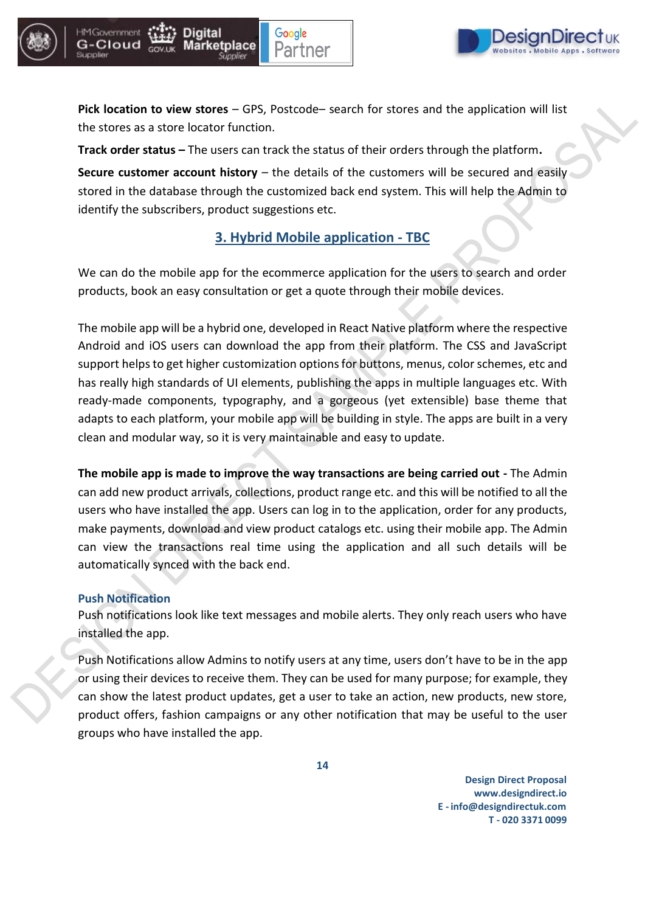**Pick location to view stores** – GPS, Postcode– search for stores and the application will list the stores as a store locator function.

**Track order status –** The users can track the status of their orders through the platform.

**Secure customer account history** – the details of the customers will be secured and easily stored in the database through the customized back end system. This will help the Admin to identify the subscribers, product suggestions etc.

## 3. Hybrid Mobile application - TBC

We can do the mobile app for the ecommerce application for the users to search and order products, book an easy consultation or get a quote through their mobile devices.

The mobile app will be a hybrid one, developed in React Native platform where the respective Android and iOS users can download the app from their platform. The CSS and JavaScript support helps to get higher customization options for buttons, menus, color schemes, etc and has really high standards of UI elements, publishing the apps in multiple languages etc. With ready-made components, typography, and a gorgeous (yet extensible) base theme that adapts to each platform, your mobile app will be building in style. The apps are built in a very clean and modular way, so it is very maintainable and easy to update.

**The mobile app is made to improve the way transactions are being carried out -** The Admin can add new product arrivals, collections, product range etc. and this will be notified to all the users who have installed the app. Users can log in to the application, order for any products, make payments, download and view product catalogs etc. using their mobile app. The Admin can view the transactions real time using the application and all such details will be automatically synced with the back end.

### Push Notification

Push notifications look like text messages and mobile alerts. They only reach users who have installed the app.

Push Notifications allow Admins to notify users at any time, users don't have to be in the app or using their devices to receive them. They can be used for many purpose; for example, they can show the latest product updates, get a user to take an action, new products, new store, product offers, fashion campaigns or any other notification that may be useful to the user groups who have installed the app.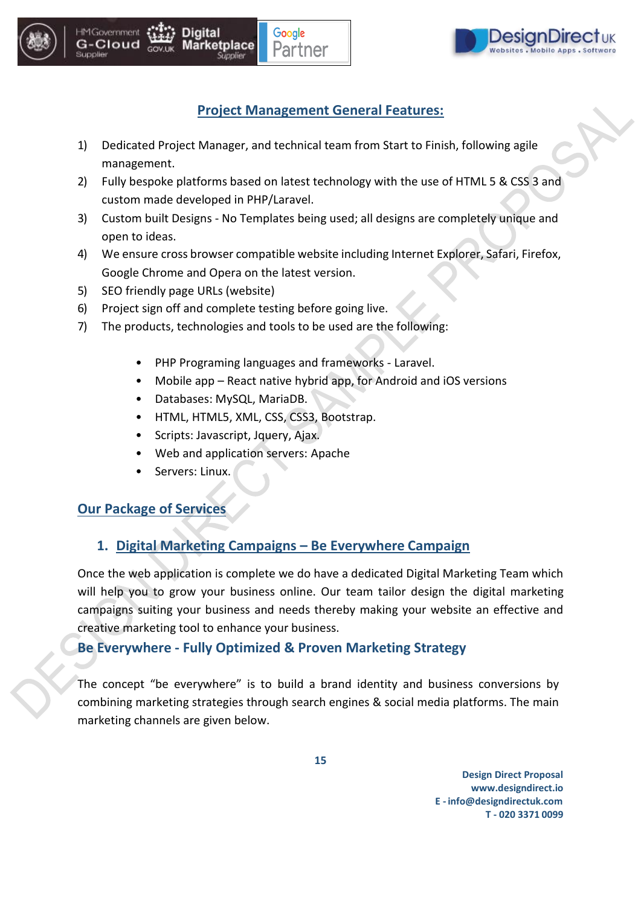## Project Management General Features:

1) Dedicated Project Manager, and technical team from Start to Finish, following agile management.
2) Fully bespoke platforms based on latest technology with the use of HTML 5 & CSS 3 and custom made developed in PHP/Laravel.
3) Custom built Designs - No Templates being used; all designs are completely unique and open to ideas.
4) We ensure cross browser compatible website including Internet Explorer, Safari, Firefox, Google Chrome and Opera on the latest version.
5) SEO friendly page URLs (website)
6) Project sign off and complete testing before going live.
7) The products, technologies and tools to be used are the following:

   - PHP Programing languages and frameworks - Laravel.
   - Mobile app – React native hybrid app, for Android and iOS versions
   - Databases: MySQL, MariaDB.
   - HTML, HTML5, XML, CSS, CSS3, Bootstrap.
   - Scripts: Javascript, Jquery, Ajax.
   - Web and application servers: Apache
   - Servers: Linux.

## Our Package of Services

### 1. Digital Marketing Campaigns – Be Everywhere Campaign

Once the web application is complete we do have a dedicated Digital Marketing Team which will help you to grow your business online. Our team tailor design the digital marketing campaigns suiting your business and needs thereby making your website an effective and creative marketing tool to enhance your business.

### Be Everywhere - Fully Optimized & Proven Marketing Strategy

The concept "be everywhere" is to build a brand identity and business conversions by combining marketing strategies through search engines & social media platforms. The main marketing channels are given below.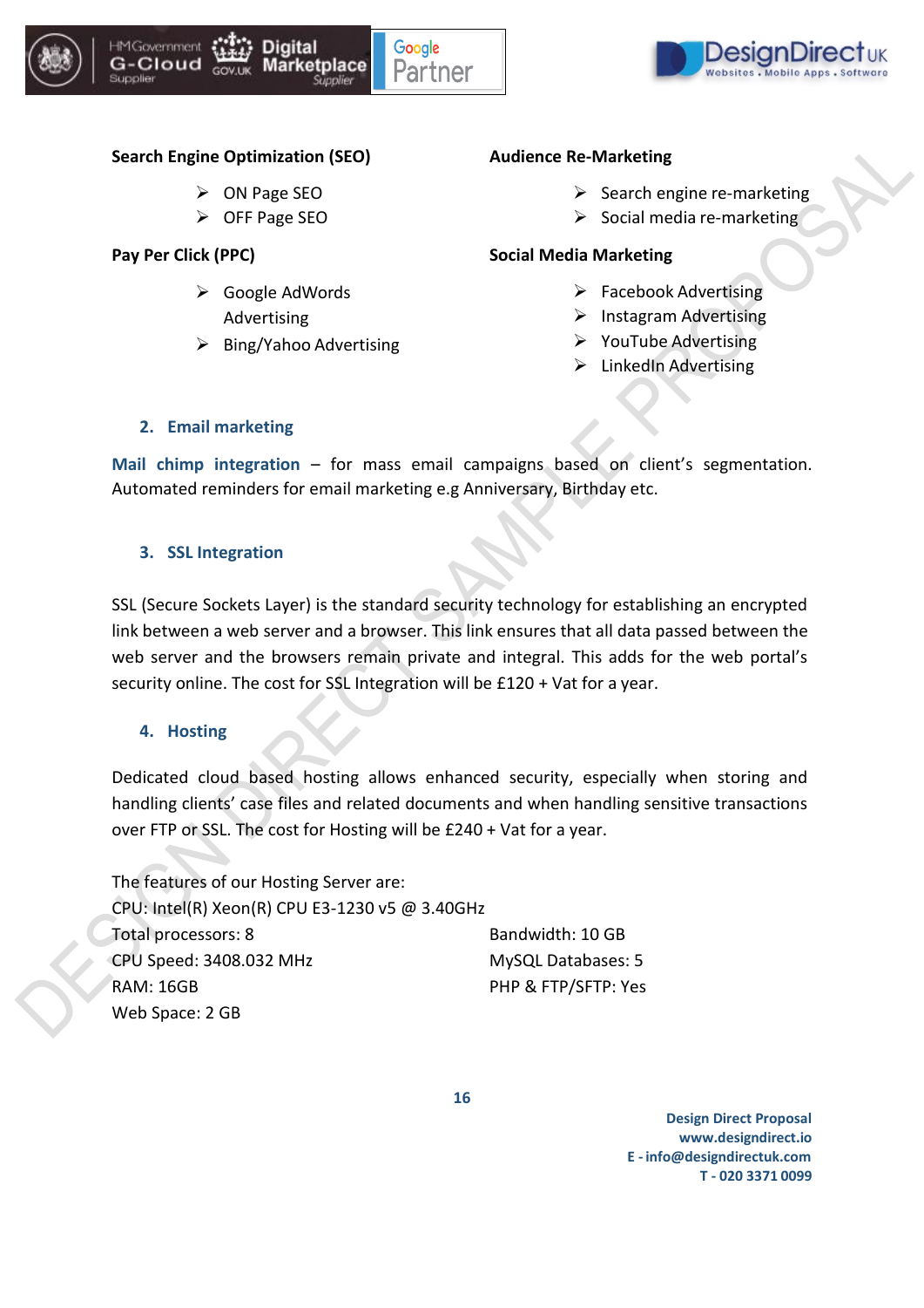**Search Engine Optimization (SEO)**

- ON Page SEO
- OFF Page SEO

**Pay Per Click (PPC)**

- Google AdWords Advertising
- Bing/Yahoo Advertising

**Audience Re-Marketing**

- Search engine re-marketing
- Social media re-marketing

**Social Media Marketing**

- Facebook Advertising
- Instagram Advertising
- YouTube Advertising
- LinkedIn Advertising

## 2. Email marketing

**Mail chimp integration** – for mass email campaigns based on client's segmentation. Automated reminders for email marketing e.g Anniversary, Birthday etc.

## 3. SSL Integration

SSL (Secure Sockets Layer) is the standard security technology for establishing an encrypted link between a web server and a browser. This link ensures that all data passed between the web server and the browsers remain private and integral. This adds for the web portal's security online. The cost for SSL Integration will be £120 + Vat for a year.

## 4. Hosting

Dedicated cloud based hosting allows enhanced security, especially when storing and handling clients' case files and related documents and when handling sensitive transactions over FTP or SSL. The cost for Hosting will be £240 + Vat for a year.

The features of our Hosting Server are:
CPU: Intel(R) Xeon(R) CPU E3-1230 v5 @ 3.40GHz
Total processors: 8
CPU Speed: 3408.032 MHz
RAM: 16GB
Web Space: 2 GB
Bandwidth: 10 GB
MySQL Databases: 5
PHP & FTP/SFTP: Yes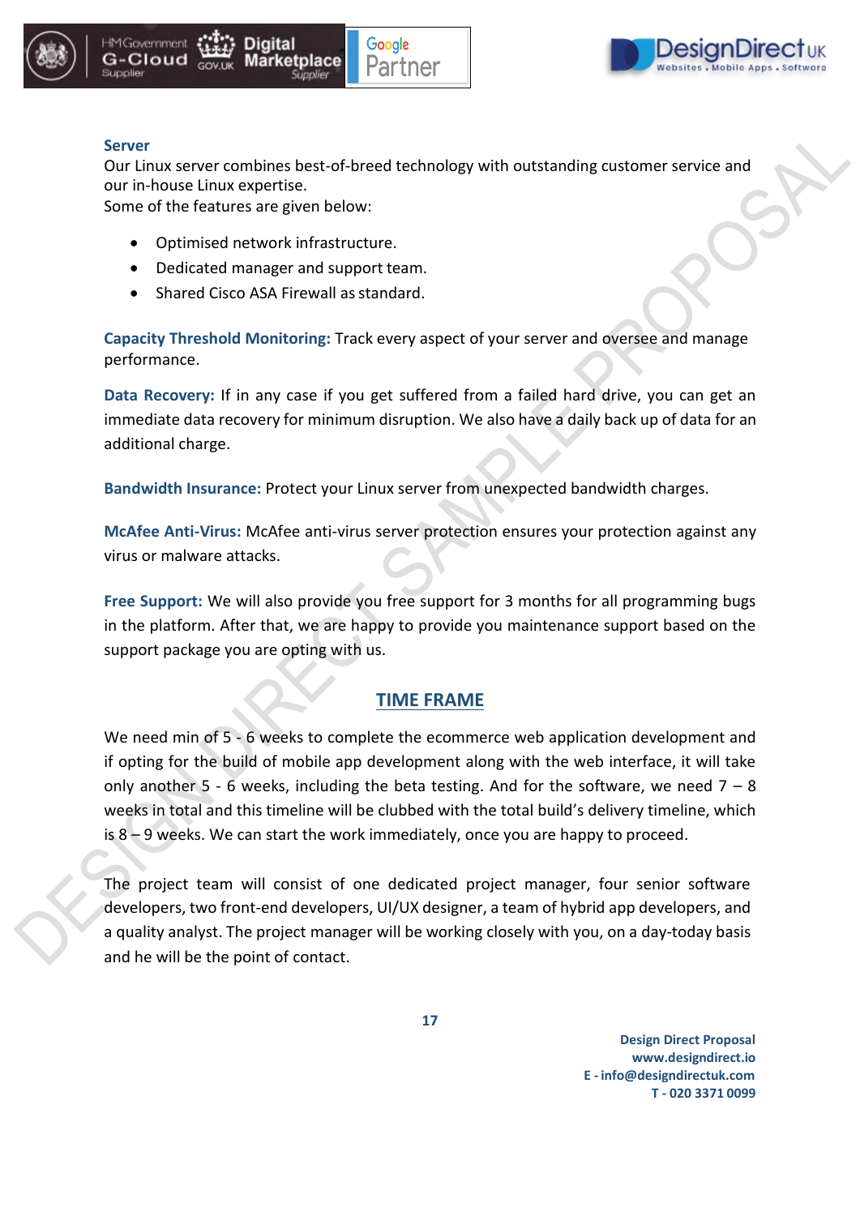**Server**

Our Linux server combines best-of-breed technology with outstanding customer service and our in-house Linux expertise.
Some of the features are given below:

- Optimised network infrastructure.
- Dedicated manager and support team.
- Shared Cisco ASA Firewall as standard.

**Capacity Threshold Monitoring:** Track every aspect of your server and oversee and manage performance.

**Data Recovery:** If in any case if you get suffered from a failed hard drive, you can get an immediate data recovery for minimum disruption. We also have a daily back up of data for an additional charge.

**Bandwidth Insurance:** Protect your Linux server from unexpected bandwidth charges.

**McAfee Anti-Virus:** McAfee anti-virus server protection ensures your protection against any virus or malware attacks.

**Free Support:** We will also provide you free support for 3 months for all programming bugs in the platform. After that, we are happy to provide you maintenance support based on the support package you are opting with us.

## TIME FRAME

We need min of 5 - 6 weeks to complete the ecommerce web application development and if opting for the build of mobile app development along with the web interface, it will take only another 5 - 6 weeks, including the beta testing. And for the software, we need 7 – 8 weeks in total and this timeline will be clubbed with the total build's delivery timeline, which is 8 – 9 weeks. We can start the work immediately, once you are happy to proceed.

The project team will consist of one dedicated project manager, four senior software developers, two front-end developers, UI/UX designer, a team of hybrid app developers, and a quality analyst. The project manager will be working closely with you, on a day-today basis and he will be the point of contact.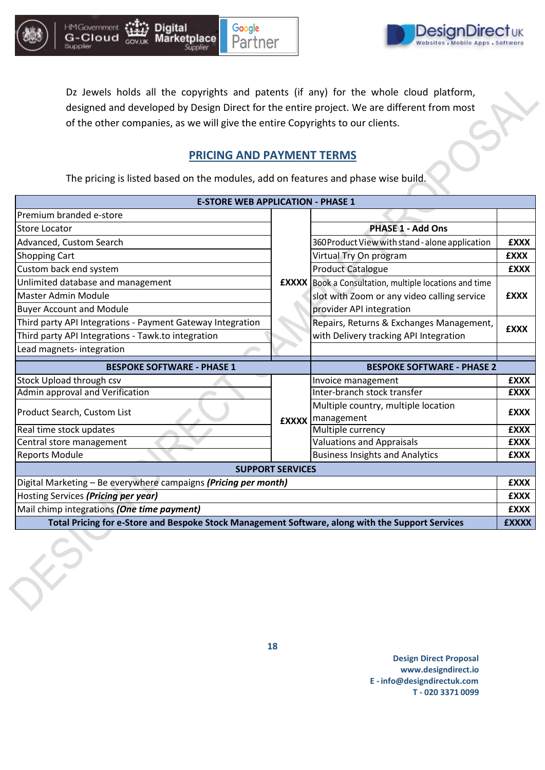Dz Jewels holds all the copyrights and patents (if any) for the whole cloud platform, designed and developed by Design Direct for the entire project. We are different from most of the other companies, as we will give the entire Copyrights to our clients.

## PRICING AND PAYMENT TERMS

The pricing is listed based on the modules, add on features and phase wise build.

| **E-STORE WEB APPLICATION - PHASE 1** | | | |
|---|---|---|---|
| Premium branded e-store | **£XXXX** | | |
| Store Locator | | **PHASE 1 - Add Ons** | |
| Advanced, Custom Search | | 360 Product View with stand - alone application | **£XXX** |
| Shopping Cart | | Virtual Try On program | **£XXX** |
| Custom back end system | | Product Catalogue | **£XXX** |
| Unlimited database and management | | Book a Consultation, multiple locations and time slot with Zoom or any video calling service provider API integration | **£XXX** |
| Master Admin Module | | | |
| Buyer Account and Module | | | |
| Third party API Integrations - Payment Gateway Integration | | Repairs, Returns & Exchanges Management, with Delivery tracking API Integration | **£XXX** |
| Third party API Integrations - Tawk.to integration | | | |
| Lead magnets- integration | | | |
| **BESPOKE SOFTWARE - PHASE 1** | | **BESPOKE SOFTWARE - PHASE 2** | |
| Stock Upload through csv | **£XXXX** | Invoice management | **£XXX** |
| Admin approval and Verification | | Inter-branch stock transfer | **£XXX** |
| Product Search, Custom List | | Multiple country, multiple location management | **£XXX** |
| Real time stock updates | | Multiple currency | **£XXX** |
| Central store management | | Valuations and Appraisals | **£XXX** |
| Reports Module | | Business Insights and Analytics | **£XXX** |
| **SUPPORT SERVICES** | | | |
| Digital Marketing – Be everywhere campaigns ***(Pricing per month)*** | | | **£XXX** |
| Hosting Services ***(Pricing per year)*** | | | **£XXX** |
| Mail chimp integrations ***(One time payment)*** | | | **£XXX** |
| **Total Pricing for e-Store and Bespoke Stock Management Software, along with the Support Services** | | | **£XXXX** |

**Design Direct Proposal**
**www.designdirect.io**
**E - info@designdirectuk.com**
**T - 020 3371 0099**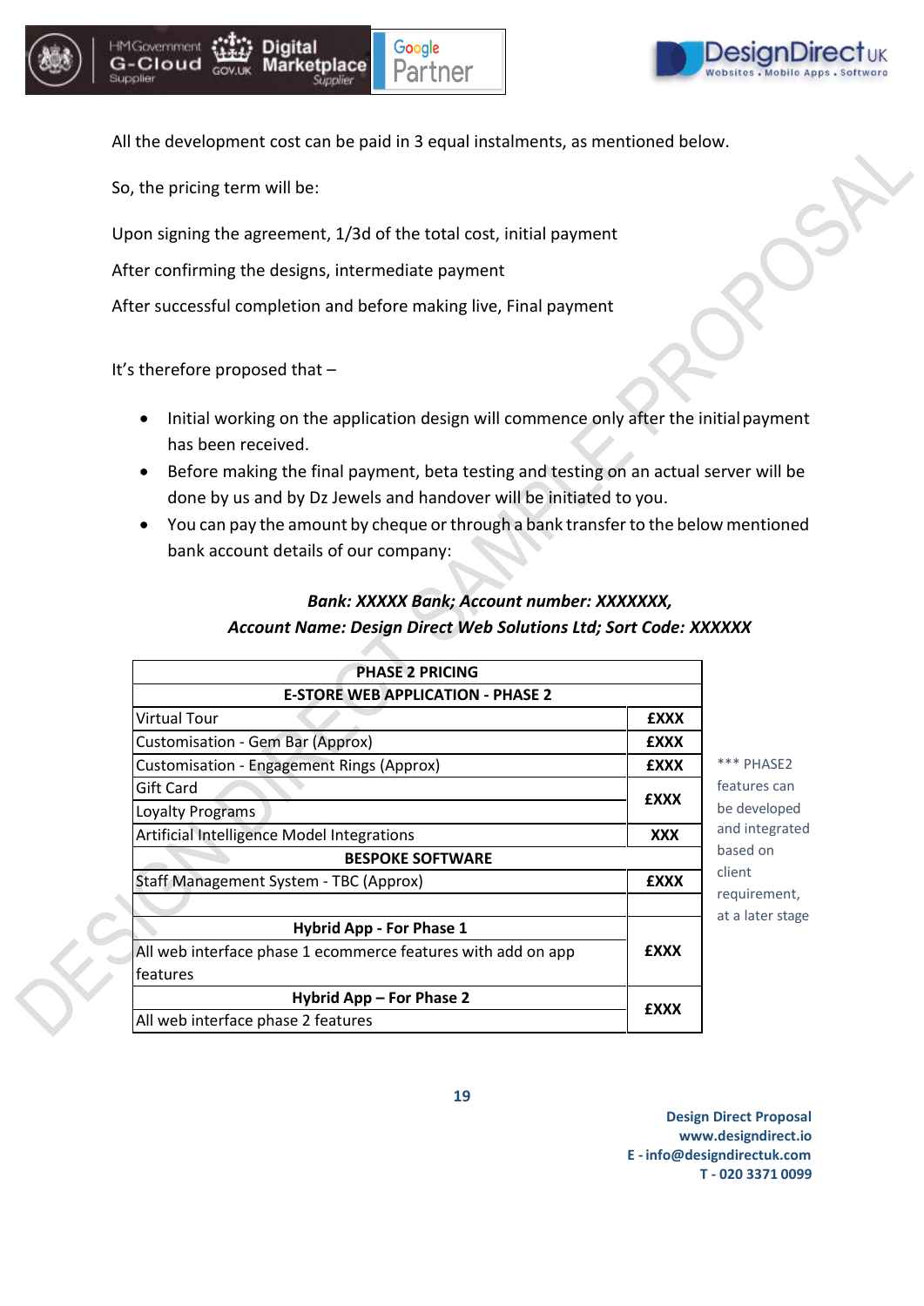All the development cost can be paid in 3 equal instalments, as mentioned below.

So, the pricing term will be:

Upon signing the agreement, 1/3d of the total cost, initial payment

After confirming the designs, intermediate payment

After successful completion and before making live, Final payment

It's therefore proposed that –

- Initial working on the application design will commence only after the initial payment has been received.
- Before making the final payment, beta testing and testing on an actual server will be done by us and by Dz Jewels and handover will be initiated to you.
- You can pay the amount by cheque or through a bank transfer to the below mentioned bank account details of our company:

***Bank: XXXXX Bank; Account number: XXXXXXX, Account Name: Design Direct Web Solutions Ltd; Sort Code: XXXXXX***

| PHASE 2 PRICING | |
|---|---|
| **E-STORE WEB APPLICATION - PHASE 2** | |
| Virtual Tour | **£XXX** |
| Customisation - Gem Bar (Approx) | **£XXX** |
| Customisation - Engagement Rings (Approx) | **£XXX** |
| Gift Card | **£XXX** |
| Loyalty Programs | |
| Artificial Intelligence Model Integrations | **XXX** |
| **BESPOKE SOFTWARE** | |
| Staff Management System - TBC (Approx) | **£XXX** |
| | |
| **Hybrid App - For Phase 1** | |
| All web interface phase 1 ecommerce features with add on app features | **£XXX** |
| **Hybrid App – For Phase 2** | |
| All web interface phase 2 features | **£XXX** |

*** PHASE2 features can be developed and integrated based on client requirement, at a later stage

**Design Direct Proposal**
**www.designdirect.io**
**E - info@designdirectuk.com**
**T - 020 3371 0099**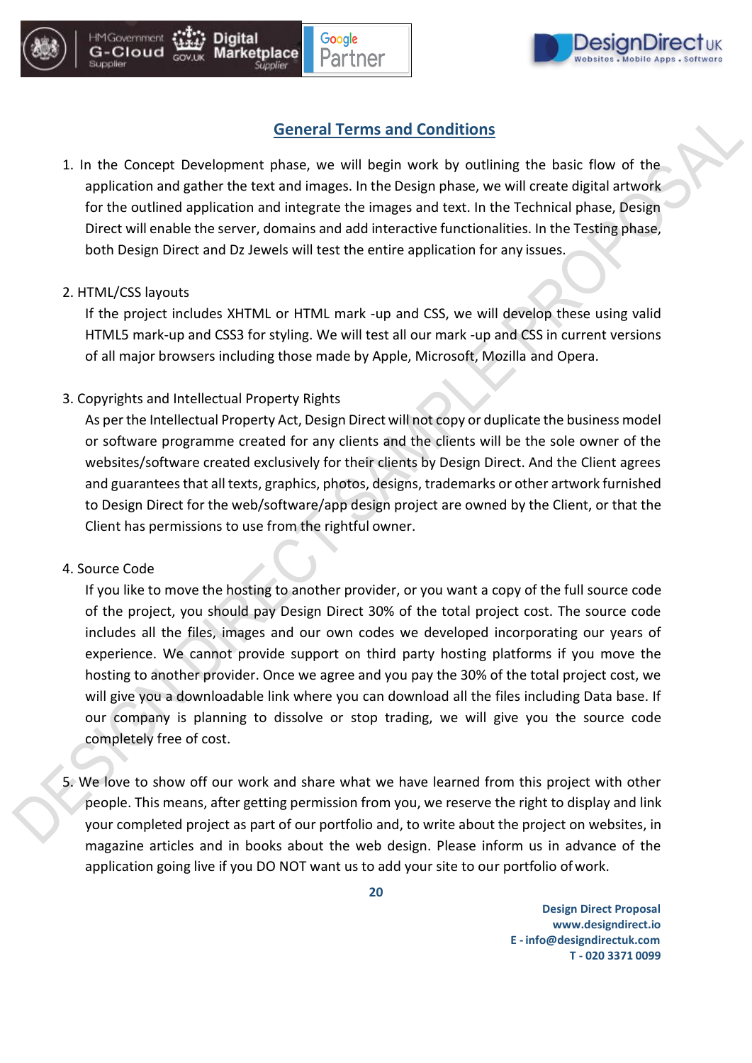## General Terms and Conditions

1. In the Concept Development phase, we will begin work by outlining the basic flow of the application and gather the text and images. In the Design phase, we will create digital artwork for the outlined application and integrate the images and text. In the Technical phase, Design Direct will enable the server, domains and add interactive functionalities. In the Testing phase, both Design Direct and Dz Jewels will test the entire application for any issues.

2. HTML/CSS layouts

   If the project includes XHTML or HTML mark -up and CSS, we will develop these using valid HTML5 mark-up and CSS3 for styling. We will test all our mark -up and CSS in current versions of all major browsers including those made by Apple, Microsoft, Mozilla and Opera.

3. Copyrights and Intellectual Property Rights

   As per the Intellectual Property Act, Design Direct will not copy or duplicate the business model or software programme created for any clients and the clients will be the sole owner of the websites/software created exclusively for their clients by Design Direct. And the Client agrees and guarantees that all texts, graphics, photos, designs, trademarks or other artwork furnished to Design Direct for the web/software/app design project are owned by the Client, or that the Client has permissions to use from the rightful owner.

4. Source Code

   If you like to move the hosting to another provider, or you want a copy of the full source code of the project, you should pay Design Direct 30% of the total project cost. The source code includes all the files, images and our own codes we developed incorporating our years of experience. We cannot provide support on third party hosting platforms if you move the hosting to another provider. Once we agree and you pay the 30% of the total project cost, we will give you a downloadable link where you can download all the files including Data base. If our company is planning to dissolve or stop trading, we will give you the source code completely free of cost.

5. We love to show off our work and share what we have learned from this project with other people. This means, after getting permission from you, we reserve the right to display and link your completed project as part of our portfolio and, to write about the project on websites, in magazine articles and in books about the web design. Please inform us in advance of the application going live if you DO NOT want us to add your site to our portfolio of work.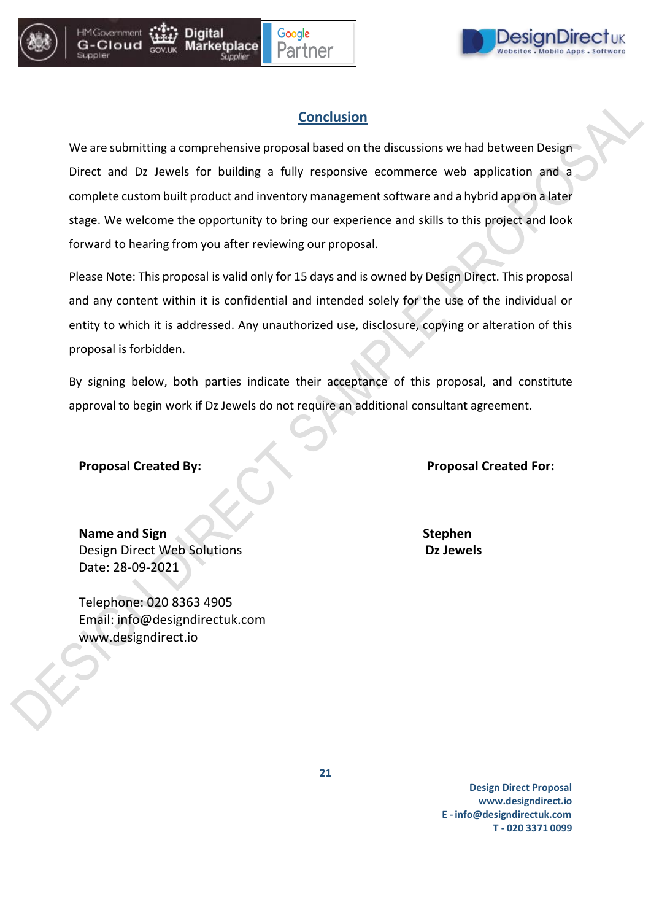## Conclusion

We are submitting a comprehensive proposal based on the discussions we had between Design Direct and Dz Jewels for building a fully responsive ecommerce web application and a complete custom built product and inventory management software and a hybrid app on a later stage. We welcome the opportunity to bring our experience and skills to this project and look forward to hearing from you after reviewing our proposal.

Please Note: This proposal is valid only for 15 days and is owned by Design Direct. This proposal and any content within it is confidential and intended solely for the use of the individual or entity to which it is addressed. Any unauthorized use, disclosure, copying or alteration of this proposal is forbidden.

By signing below, both parties indicate their acceptance of this proposal, and constitute approval to begin work if Dz Jewels do not require an additional consultant agreement.

**Proposal Created By:**

**Name and Sign**
Design Direct Web Solutions
Date: 28-09-2021

Telephone: 020 8363 4905
Email: info@designdirectuk.com
www.designdirect.io

**Proposal Created For:**

**Stephen**
**Dz Jewels**